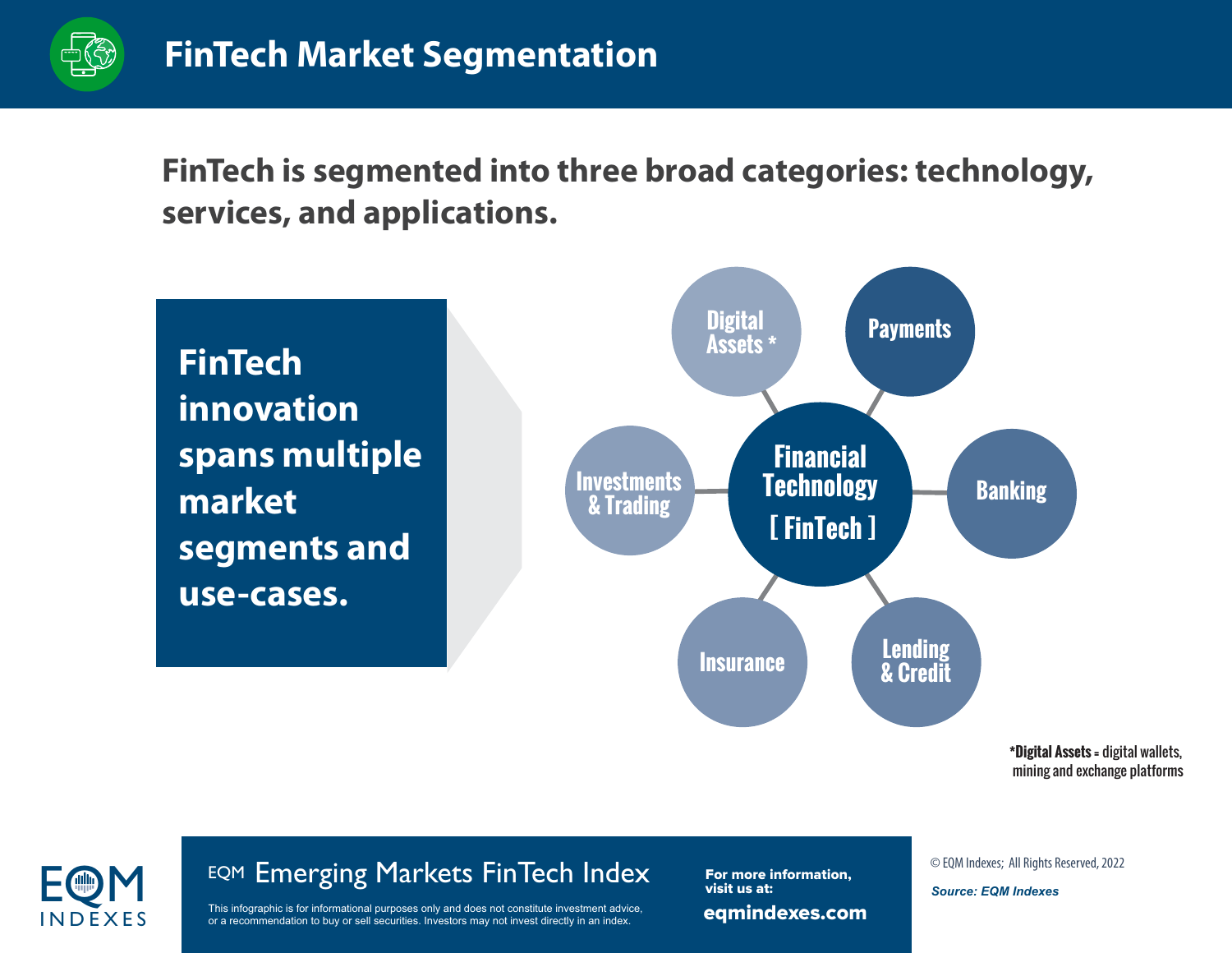# FinTech Market Segmentation

**FinTech is segmented into three broad categories: technology, services, and applications.**

**FinTech innovation spans multiple market segments and use-cases.**

**Financial Technology [ FinTech ]**

- Digital Assets *
- Payments
- Banking
- Lending & Credit
- Insurance
- Investments & Trading

***Digital Assets** = digital wallets, mining and exchange platforms

EQM Emerging Markets FinTech Index

This infographic is for informational purposes only and does not constitute investment advice, or a recommendation to buy or sell securities. Investors may not invest directly in an index.

For more information, visit us at: **eqmindexes.com**

© EQM Indexes; All Rights Reserved, 2022

*Source: EQM Indexes*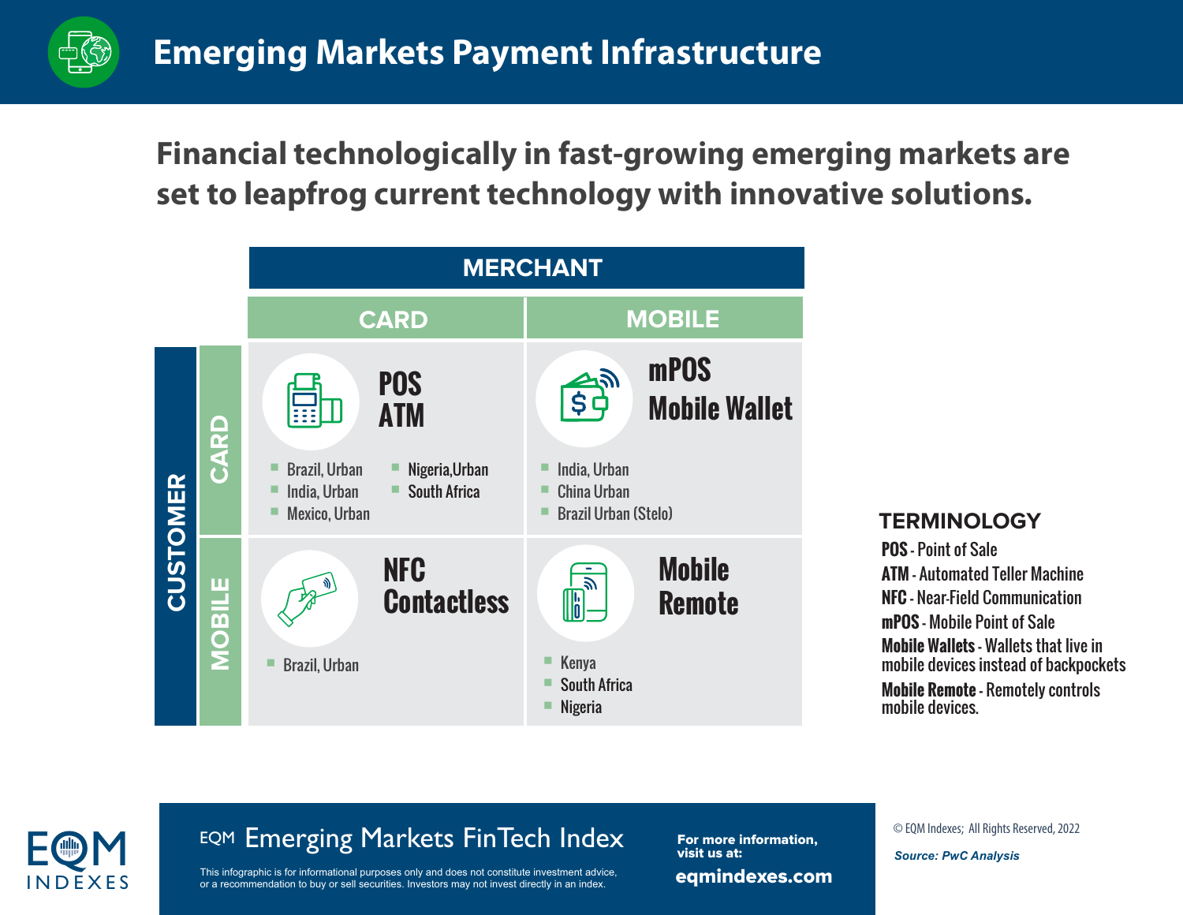# Emerging Markets Payment Infrastructure

## Financial technologically in fast-growing emerging markets are set to leapfrog current technology with innovative solutions.

| CUSTOMER | MERCHANT: CARD | MERCHANT: MOBILE |
|---|---|---|
| **CARD** | **POS ATM**<br>- Brazil, Urban<br>- India, Urban<br>- Mexico, Urban<br>- Nigeria,Urban<br>- South Africa | **mPOS Mobile Wallet**<br>- India, Urban<br>- China Urban<br>- Brazil Urban (Stelo) |
| **MOBILE** | **NFC Contactless**<br>- Brazil, Urban | **Mobile Remote**<br>- Kenya<br>- South Africa<br>- Nigeria |

### TERMINOLOGY

**POS** - Point of Sale
**ATM** - Automated Teller Machine
**NFC** - Near-Field Communication
**mPOS** - Mobile Point of Sale
**Mobile Wallets** - Wallets that live in mobile devices instead of backpockets
**Mobile Remote** - Remotely controls mobile devices.

EQM INDEXES

EQM Emerging Markets FinTech Index

This infographic is for informational purposes only and does not constitute investment advice, or a recommendation to buy or sell securities. Investors may not invest directly in an index.

For more information, visit us at: eqmindexes.com

© EQM Indexes; All Rights Reserved, 2022

*Source: PwC Analysis*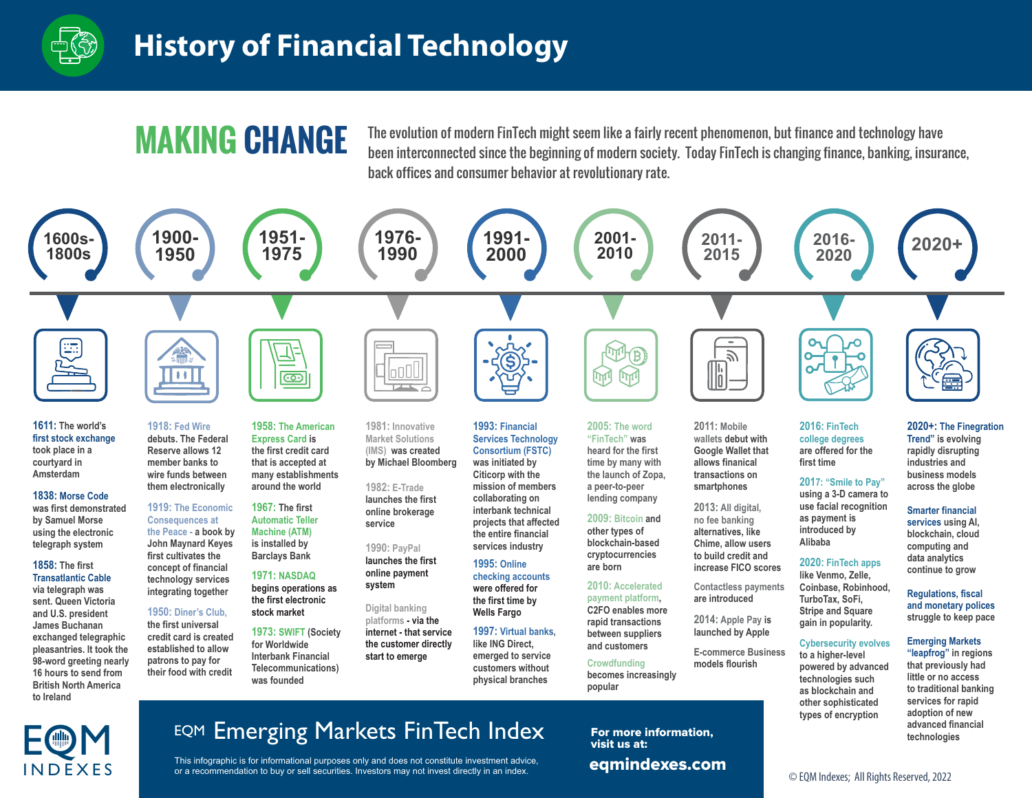# History of Financial Technology

## MAKING CHANGE

The evolution of modern FinTech might seem like a fairly recent phenomenon, but finance and technology have been interconnected since the beginning of modern society. Today FinTech is changing finance, banking, insurance, back offices and consumer behavior at revolutionary rate.

### 1600s-1800s

**1611:** The world's first stock exchange took place in a courtyard in Amsterdam

**1838:** Morse Code was first demonstrated by Samuel Morse using the electronic telegraph system

**1858:** The first Transatlantic Cable via telegraph was sent. Queen Victoria and U.S. president James Buchanan exchanged telegraphic pleasantries. It took the 98-word greeting nearly 16 hours to send from British North America to Ireland

### 1900-1950

**1918:** Fed Wire debuts. The Federal Reserve allows 12 member banks to wire funds between them electronically

**1919:** The Economic Consequences at the Peace - a book by John Maynard Keyes first cultivates the concept of financial technology services integrating together

**1950:** Diner's Club, the first universal credit card is created established to allow patrons to pay for their food with credit

### 1951-1975

**1958:** The American Express Card is the first credit card that is accepted at many establishments around the world

**1967:** The first Automatic Teller Machine (ATM) is installed by Barclays Bank

**1971:** NASDAQ begins operations as the first electronic stock market

**1973:** SWIFT (Society for Worldwide Interbank Financial Telecommunications) was founded

### 1976-1990

**1981:** Innovative Market Solutions (IMS) was created by Michael Bloomberg

**1982:** E-Trade launches the first online brokerage service

**1990:** PayPal launches the first online payment system

Digital banking platforms - via the internet - that service the customer directly start to emerge

### 1991-2000

**1993:** Financial Services Technology Consortium (FSTC) was initiated by Citicorp with the mission of members collaborating on interbank technical projects that affected the entire financial services industry

**1995:** Online checking accounts were offered for the first time by Wells Fargo

**1997:** Virtual banks, like ING Direct, emerged to service customers without physical branches

### 2001-2010

**2005:** The word "FinTech" was heard for the first time by many with the launch of Zopa, a peer-to-peer lending company

**2009:** Bitcoin and other types of blockchain-based cryptocurrencies are born

**2010:** Accelerated payment platform, C2FO enables more rapid transactions between suppliers and customers

Crowdfunding becomes increasingly popular

### 2011-2015

**2011:** Mobile wallets debut with Google Wallet that allows finanical transactions on smartphones

**2013:** All digital, no fee banking alternatives, like Chime, allow users to build credit and increase FICO scores

Contactless payments are introduced

**2014:** Apple Pay is launched by Apple

E-commerce Business models flourish

### 2016-2020

**2016:** FinTech college degrees are offered for the first time

**2017:** "Smile to Pay" using a 3-D camera to use facial recognition as payment is introduced by Alibaba

**2020:** FinTech apps like Venmo, Zelle, Coinbase, Robinhood, TurboTax, SoFi, Stripe and Square gain in popularity.

Cybersecurity evolves to a higher-level powered by advanced technologies such as blockchain and other sophisticated types of encryption

### 2020+

**2020+:** The Finegration Trend" is evolving rapidly disrupting industries and business models across the globe

Smarter financial services using AI, blockchain, cloud computing and data analytics continue to grow

Regulations, fiscal and monetary polices struggle to keep pace

Emerging Markets "leapfrog" in regions that previously had little or no access to traditional banking services for rapid adoption of new advanced financial technologies

---

EQM INDEXES

**EQM Emerging Markets FinTech Index**

This infographic is for informational purposes only and does not constitute investment advice, or a recommendation to buy or sell securities. Investors may not invest directly in an index.

**For more information, visit us at:**

**eqmindexes.com**

© EQM Indexes; All Rights Reserved, 2022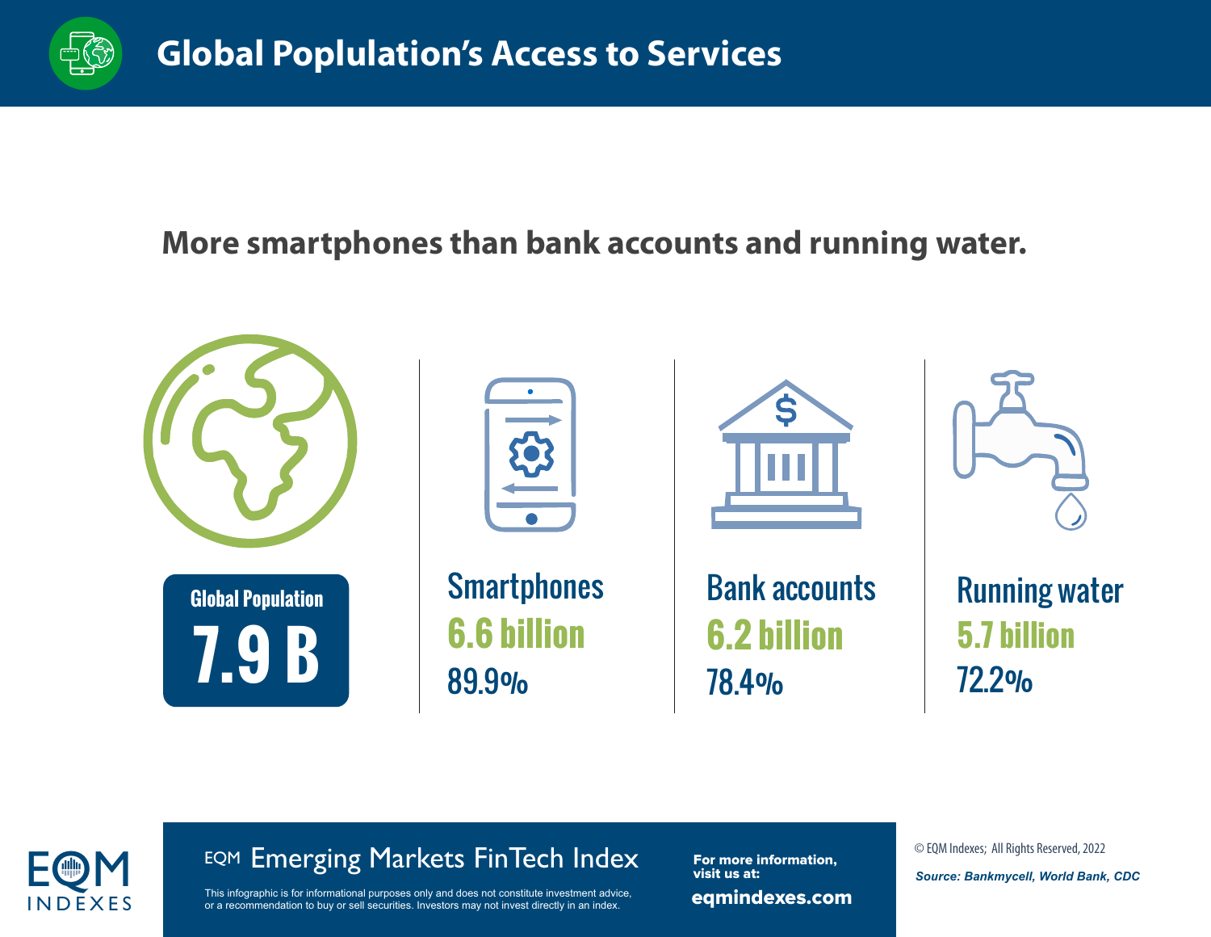# Global Poplulation's Access to Services

## More smartphones than bank accounts and running water.

**Global Population**
**7.9 B**

**Smartphones**
**6.6 billion**
89.9%

**Bank accounts**
**6.2 billion**
78.4%

**Running water**
**5.7 billion**
72.2%

EQM INDEXES

EQM Emerging Markets FinTech Index

This infographic is for informational purposes only and does not constitute investment advice, or a recommendation to buy or sell securities. Investors may not invest directly in an index.

For more information, visit us at:
**eqmindexes.com**

© EQM Indexes; All Rights Reserved, 2022

***Source: Bankmycell, World Bank, CDC***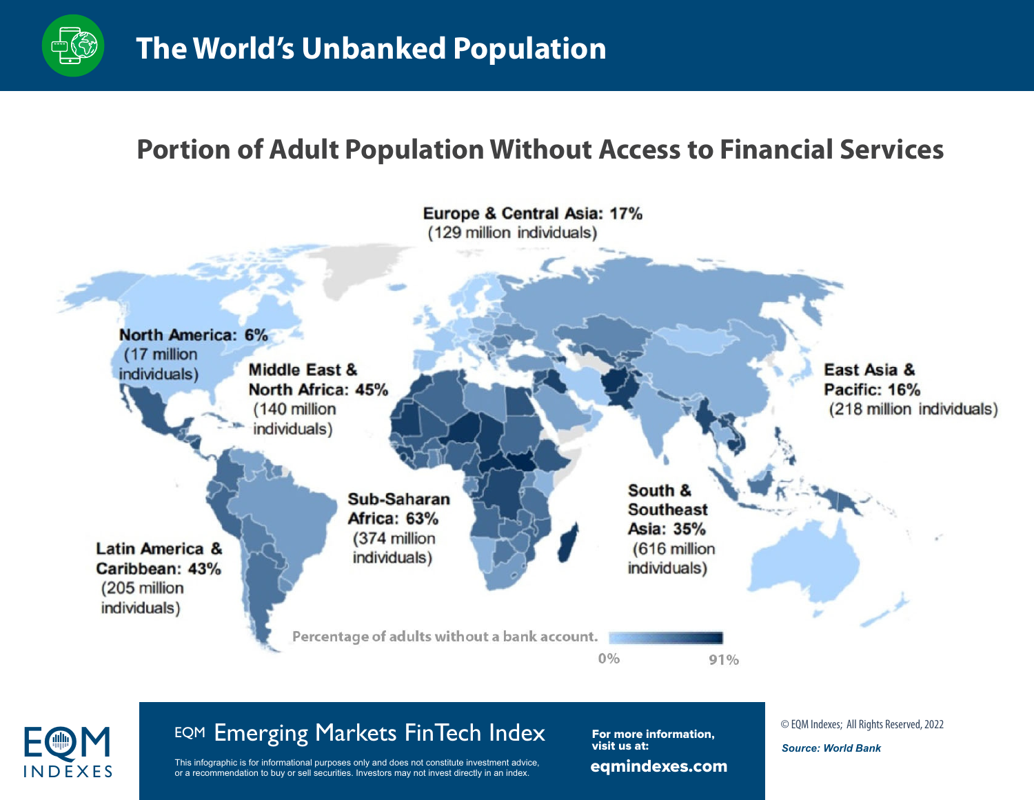# The World's Unbanked Population

## Portion of Adult Population Without Access to Financial Services

**Europe & Central Asia: 17%** (129 million individuals)

**North America: 6%** (17 million individuals)

**Middle East & North Africa: 45%** (140 million individuals)

**East Asia & Pacific: 16%** (218 million individuals)

**Sub-Saharan Africa: 63%** (374 million individuals)

**South & Southeast Asia: 35%** (616 million individuals)

**Latin America & Caribbean: 43%** (205 million individuals)

Percentage of adults without a bank account. 0% – 91%

EQM INDEXES

EQM Emerging Markets FinTech Index

This infographic is for informational purposes only and does not constitute investment advice, or a recommendation to buy or sell securities. Investors may not invest directly in an index.

For more information, visit us at: **eqmindexes.com**

© EQM Indexes; All Rights Reserved, 2022

*Source: World Bank*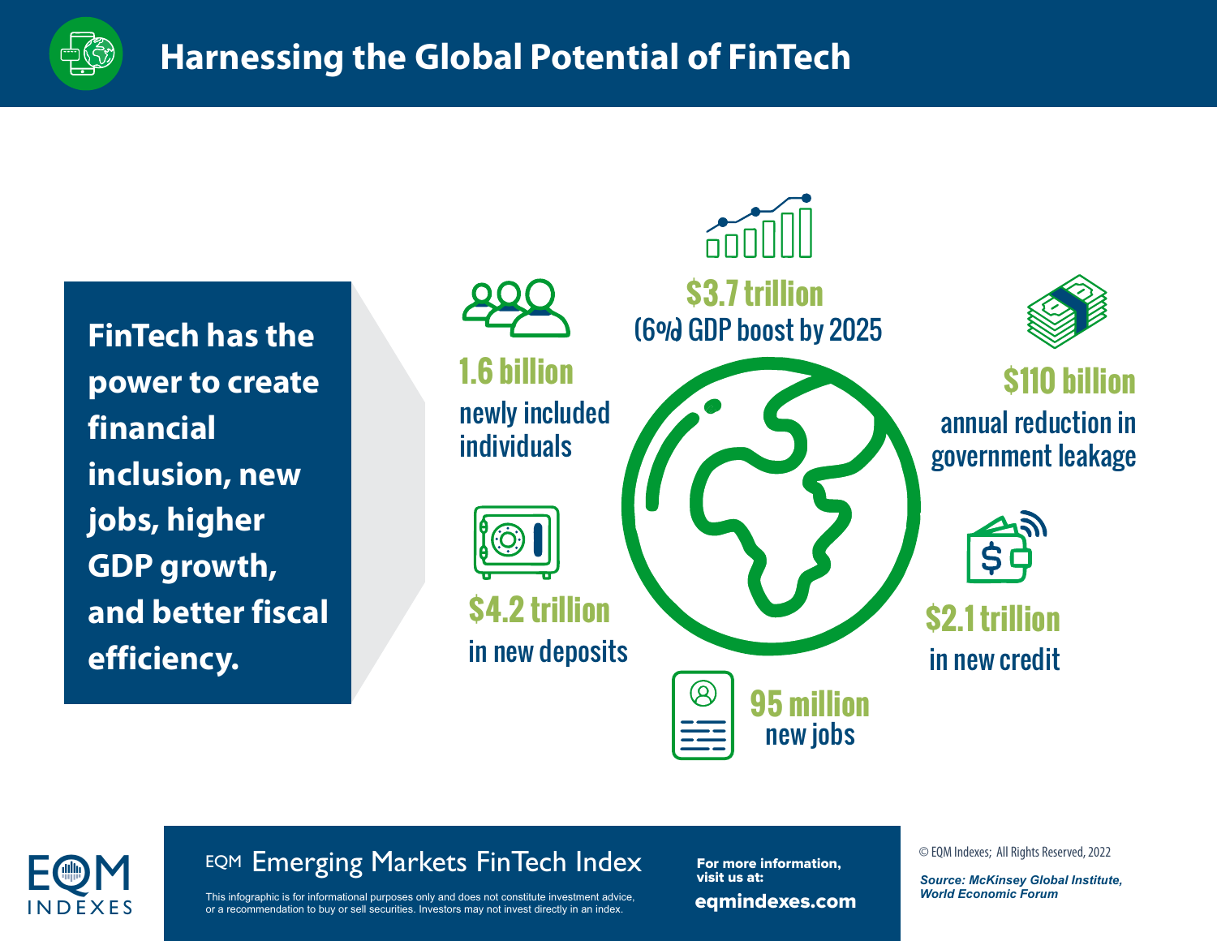# Harnessing the Global Potential of FinTech

**FinTech has the power to create financial inclusion, new jobs, higher GDP growth, and better fiscal efficiency.**

**$3.7 trillion**
(6%) GDP boost by 2025

**1.6 billion**
newly included individuals

**$110 billion**
annual reduction in government leakage

**$4.2 trillion**
in new deposits

**$2.1 trillion**
in new credit

**95 million**
new jobs

EQM INDEXES

EQM Emerging Markets FinTech Index

This infographic is for informational purposes only and does not constitute investment advice, or a recommendation to buy or sell securities. Investors may not invest directly in an index.

For more information, visit us at:
**eqmindexes.com**

© EQM Indexes; All Rights Reserved, 2022

*Source: McKinsey Global Institute, World Economic Forum*